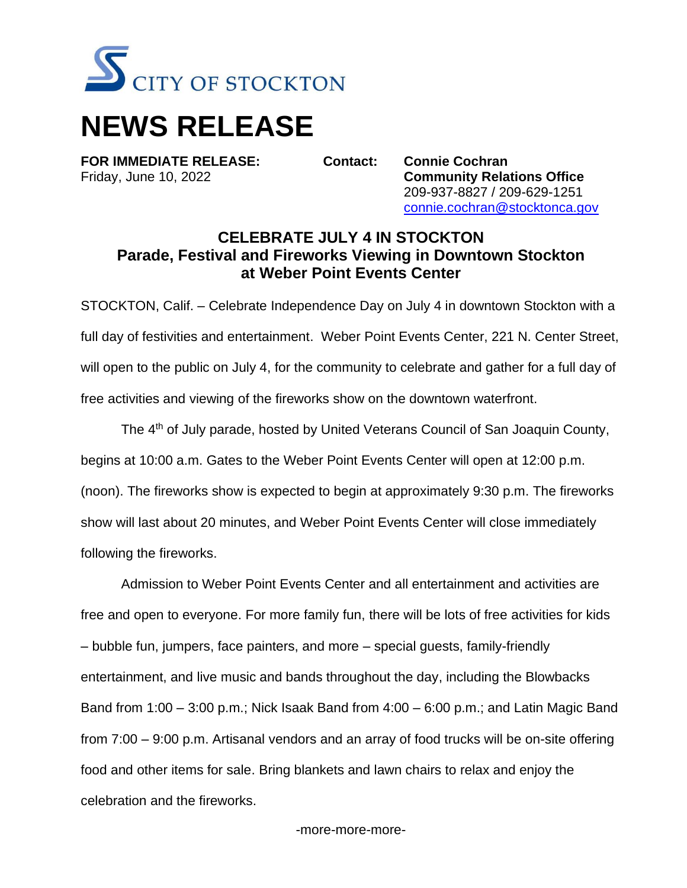CITY OF STOCKTON

# NEWS RELEASE

**FOR IMMEDIATE RELEASE:**
Friday, June 10, 2022

**Contact:** **Connie Cochran**
**Community Relations Office**
209-937-8827 / 209-629-1251
connie.cochran@stocktonca.gov

## CELEBRATE JULY 4 IN STOCKTON
### Parade, Festival and Fireworks Viewing in Downtown Stockton at Weber Point Events Center

STOCKTON, Calif. – Celebrate Independence Day on July 4 in downtown Stockton with a full day of festivities and entertainment. Weber Point Events Center, 221 N. Center Street, will open to the public on July 4, for the community to celebrate and gather for a full day of free activities and viewing of the fireworks show on the downtown waterfront.

The 4th of July parade, hosted by United Veterans Council of San Joaquin County, begins at 10:00 a.m. Gates to the Weber Point Events Center will open at 12:00 p.m. (noon). The fireworks show is expected to begin at approximately 9:30 p.m. The fireworks show will last about 20 minutes, and Weber Point Events Center will close immediately following the fireworks.

Admission to Weber Point Events Center and all entertainment and activities are free and open to everyone. For more family fun, there will be lots of free activities for kids – bubble fun, jumpers, face painters, and more – special guests, family-friendly entertainment, and live music and bands throughout the day, including the Blowbacks Band from 1:00 – 3:00 p.m.; Nick Isaak Band from 4:00 – 6:00 p.m.; and Latin Magic Band from 7:00 – 9:00 p.m. Artisanal vendors and an array of food trucks will be on-site offering food and other items for sale. Bring blankets and lawn chairs to relax and enjoy the celebration and the fireworks.

-more-more-more-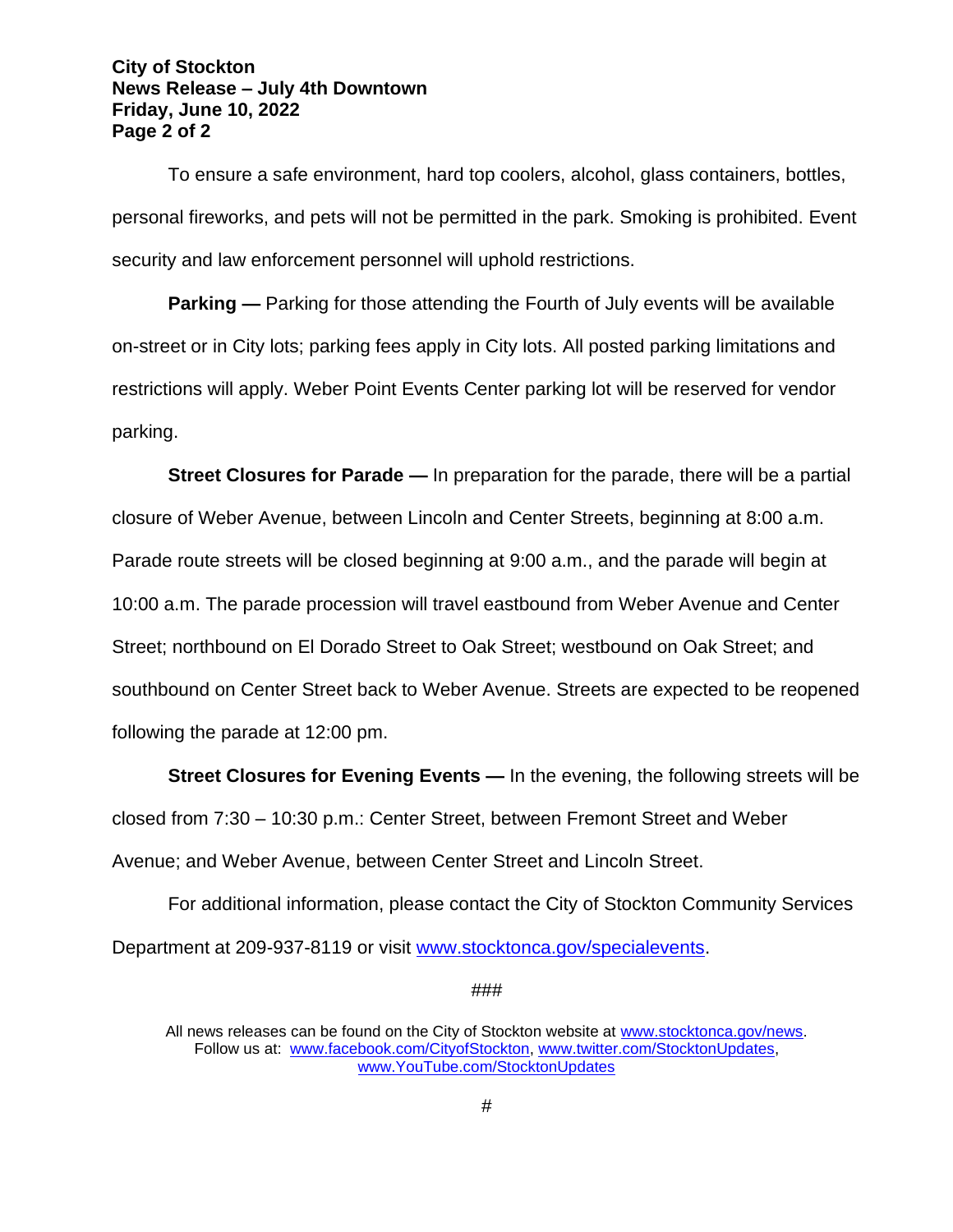To ensure a safe environment, hard top coolers, alcohol, glass containers, bottles, personal fireworks, and pets will not be permitted in the park. Smoking is prohibited. Event security and law enforcement personnel will uphold restrictions.

**Parking —** Parking for those attending the Fourth of July events will be available on-street or in City lots; parking fees apply in City lots. All posted parking limitations and restrictions will apply. Weber Point Events Center parking lot will be reserved for vendor parking.

**Street Closures for Parade —** In preparation for the parade, there will be a partial closure of Weber Avenue, between Lincoln and Center Streets, beginning at 8:00 a.m. Parade route streets will be closed beginning at 9:00 a.m., and the parade will begin at 10:00 a.m. The parade procession will travel eastbound from Weber Avenue and Center Street; northbound on El Dorado Street to Oak Street; westbound on Oak Street; and southbound on Center Street back to Weber Avenue. Streets are expected to be reopened following the parade at 12:00 pm.

**Street Closures for Evening Events —** In the evening, the following streets will be closed from 7:30 – 10:30 p.m.: Center Street, between Fremont Street and Weber Avenue; and Weber Avenue, between Center Street and Lincoln Street.

For additional information, please contact the City of Stockton Community Services Department at 209-937-8119 or visit www.stocktonca.gov/specialevents.

###

All news releases can be found on the City of Stockton website at www.stocktonca.gov/news.
Follow us at: www.facebook.com/CityofStockton, www.twitter.com/StocktonUpdates, www.YouTube.com/StocktonUpdates

#